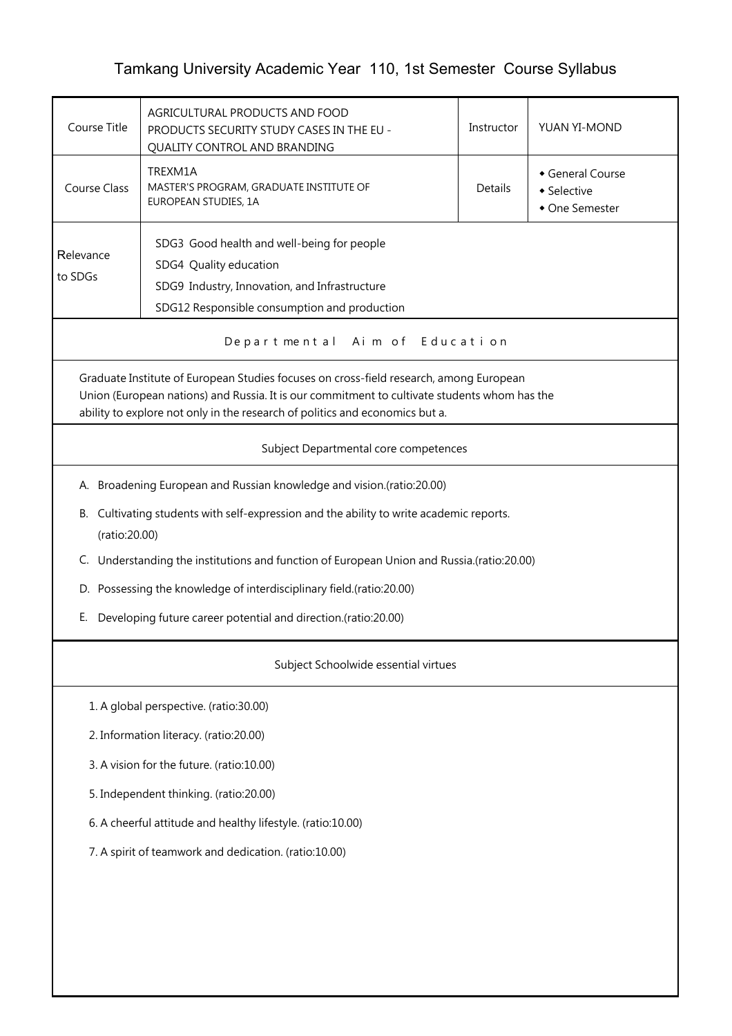# Tamkang University Academic Year 110, 1st Semester Course Syllabus

| Course Title | AGRICULTURAL PRODUCTS AND FOOD PRODUCTS SECURITY STUDY CASES IN THE EU - QUALITY CONTROL AND BRANDING | Instructor | YUAN YI-MOND |
|---|---|---|---|
| Course Class | TREXM1A<br>MASTER'S PROGRAM, GRADUATE INSTITUTE OF EUROPEAN STUDIES, 1A | Details | ◆ General Course<br>◆ Selective<br>◆ One Semester |
| Relevance to SDGs | SDG3 Good health and well-being for people<br>SDG4 Quality education<br>SDG9 Industry, Innovation, and Infrastructure<br>SDG12 Responsible consumption and production | | |

## Departmental Aim of Education

Graduate Institute of European Studies focuses on cross-field research, among European Union (European nations) and Russia. It is our commitment to cultivate students whom has the ability to explore not only in the research of politics and economics but a.

## Subject Departmental core competences

A. Broadening European and Russian knowledge and vision.(ratio:20.00)

B. Cultivating students with self-expression and the ability to write academic reports. (ratio:20.00)

C. Understanding the institutions and function of European Union and Russia.(ratio:20.00)

D. Possessing the knowledge of interdisciplinary field.(ratio:20.00)

E. Developing future career potential and direction.(ratio:20.00)

## Subject Schoolwide essential virtues

1. A global perspective. (ratio:30.00)
2. Information literacy. (ratio:20.00)
3. A vision for the future. (ratio:10.00)
5. Independent thinking. (ratio:20.00)
6. A cheerful attitude and healthy lifestyle. (ratio:10.00)
7. A spirit of teamwork and dedication. (ratio:10.00)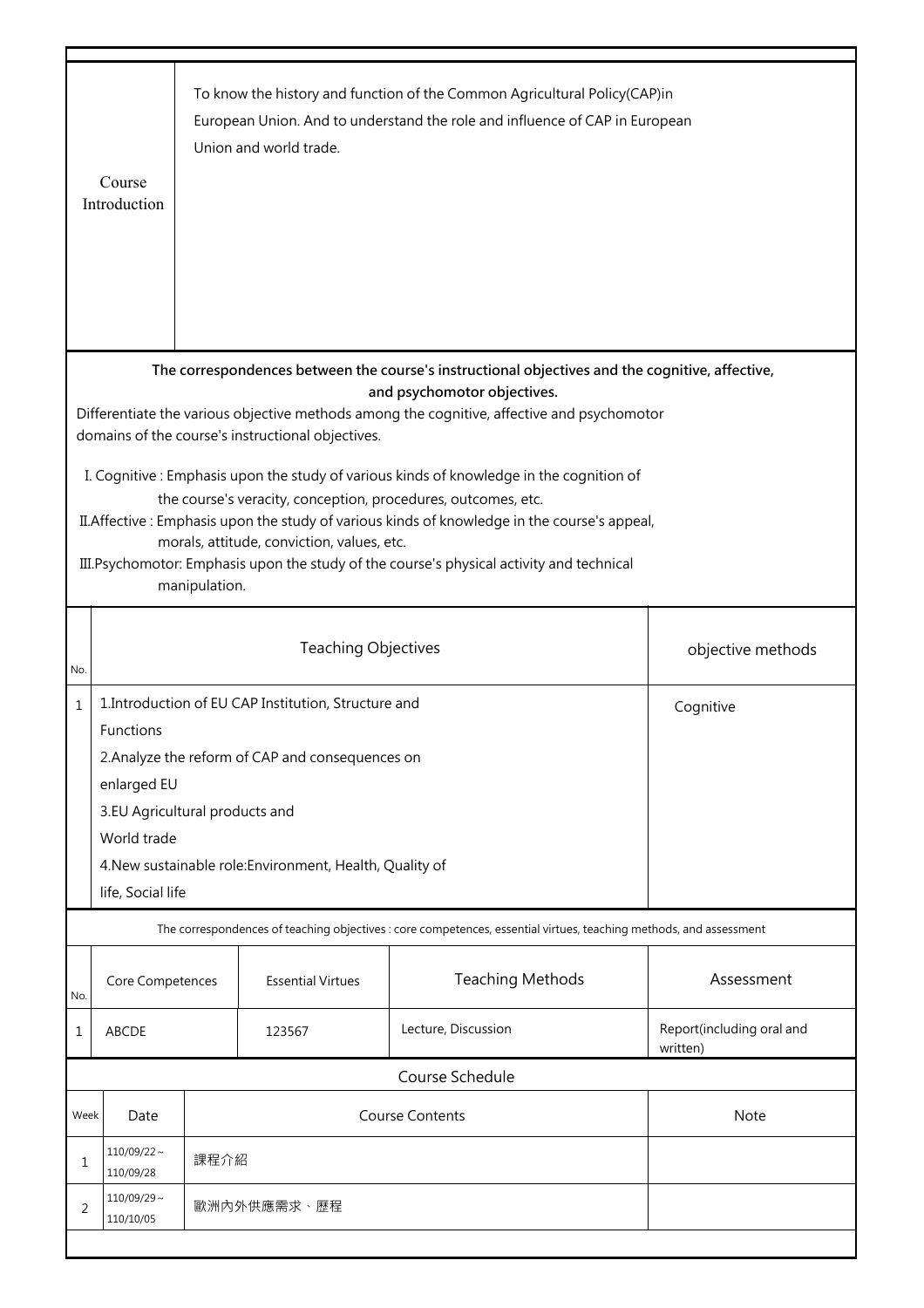| Course Introduction | To know the history and function of the Common Agricultural Policy(CAP)in European Union. And to understand the role and influence of CAP in European Union and world trade. |
|---|---|

**The correspondences between the course's instructional objectives and the cognitive, affective, and psychomotor objectives.**

Differentiate the various objective methods among the cognitive, affective and psychomotor domains of the course's instructional objectives.

I. Cognitive : Emphasis upon the study of various kinds of knowledge in the cognition of the course's veracity, conception, procedures, outcomes, etc.

II.Affective : Emphasis upon the study of various kinds of knowledge in the course's appeal, morals, attitude, conviction, values, etc.

III.Psychomotor: Emphasis upon the study of the course's physical activity and technical manipulation.

| No. | Teaching Objectives | objective methods |
|---|---|---|
| 1 | 1.Introduction of EU CAP Institution, Structure and Functions<br>2.Analyze the reform of CAP and consequences on enlarged EU<br>3.EU Agricultural products and World trade<br>4.New sustainable role:Environment, Health, Quality of life, Social life | Cognitive |

The correspondences of teaching objectives : core competences, essential virtues, teaching methods, and assessment

| No. | Core Competences | Essential Virtues | Teaching Methods | Assessment |
|---|---|---|---|---|
| 1 | ABCDE | 123567 | Lecture, Discussion | Report(including oral and written) |

Course Schedule

| Week | Date | Course Contents | Note |
|---|---|---|---|
| 1 | 110/09/22～110/09/28 | 課程介紹 | |
| 2 | 110/09/29～110/10/05 | 歐洲內外供應需求、歷程 | |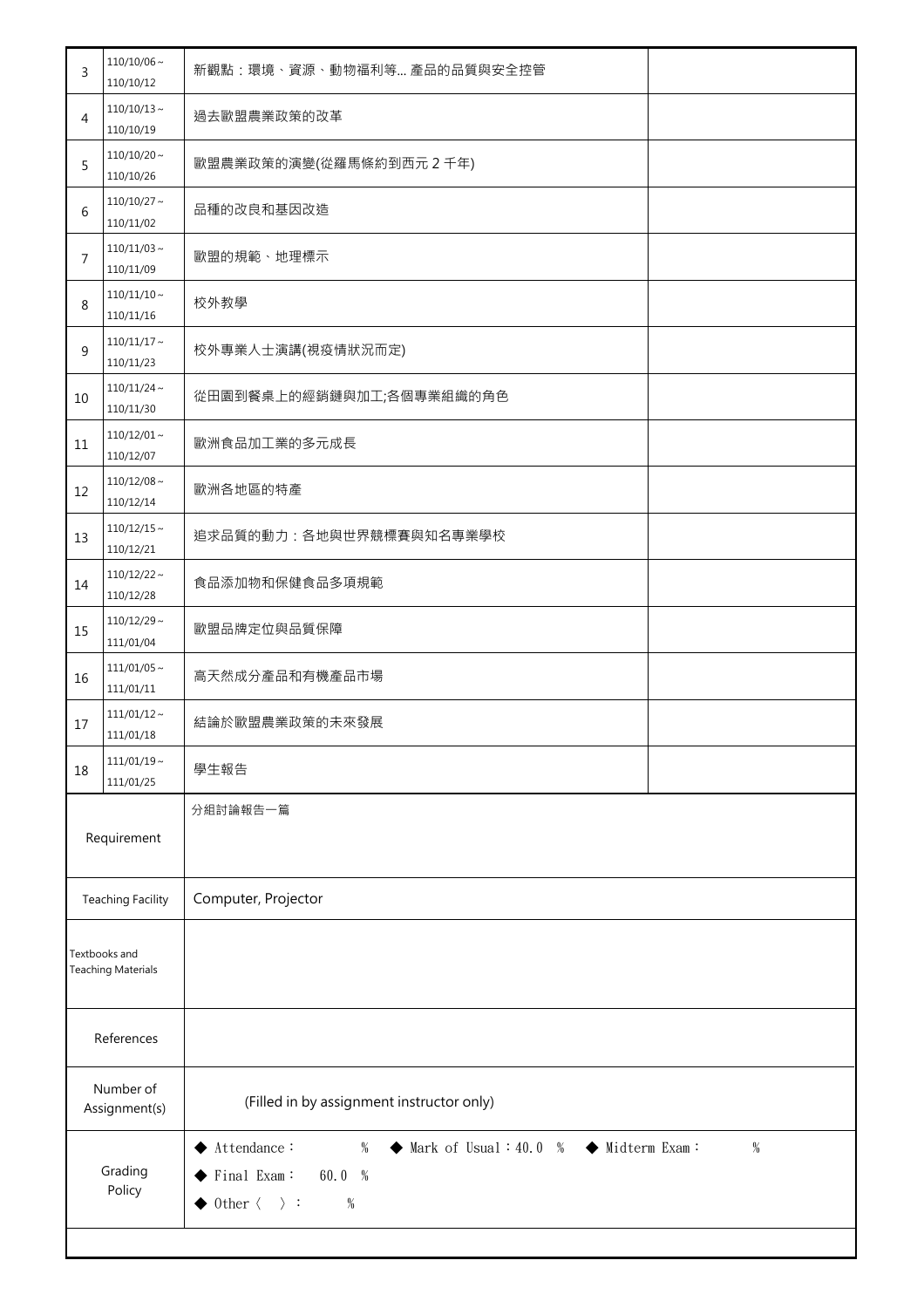| | | | |
|---|---|---|---|
| 3 | 110/10/06～110/10/12 | 新觀點：環境、資源、動物福利等... 產品的品質與安全控管 | |
| 4 | 110/10/13～110/10/19 | 過去歐盟農業政策的改革 | |
| 5 | 110/10/20～110/10/26 | 歐盟農業政策的演變(從羅馬條約到西元 2 千年) | |
| 6 | 110/10/27～110/11/02 | 品種的改良和基因改造 | |
| 7 | 110/11/03～110/11/09 | 歐盟的規範、地理標示 | |
| 8 | 110/11/10～110/11/16 | 校外教學 | |
| 9 | 110/11/17～110/11/23 | 校外專業人士演講(視疫情狀況而定) | |
| 10 | 110/11/24～110/11/30 | 從田園到餐桌上的經銷鏈與加工;各個專業組織的角色 | |
| 11 | 110/12/01～110/12/07 | 歐洲食品加工業的多元成長 | |
| 12 | 110/12/08～110/12/14 | 歐洲各地區的特產 | |
| 13 | 110/12/15～110/12/21 | 追求品質的動力：各地與世界競標賽與知名專業學校 | |
| 14 | 110/12/22～110/12/28 | 食品添加物和保健食品多項規範 | |
| 15 | 110/12/29～111/01/04 | 歐盟品牌定位與品質保障 | |
| 16 | 111/01/05～111/01/11 | 高天然成分產品和有機產品市場 | |
| 17 | 111/01/12～111/01/18 | 結論於歐盟農業政策的未來發展 | |
| 18 | 111/01/19～111/01/25 | 學生報告 | |

| | |
|---|---|
| Requirement | 分組討論報告一篇 |
| Teaching Facility | Computer, Projector |
| Textbooks and Teaching Materials | |
| References | |
| Number of Assignment(s) | (Filled in by assignment instructor only) |
| Grading Policy | ◆ Attendance：　% ◆ Mark of Usual：40.0 % ◆ Midterm Exam：　%<br>◆ Final Exam：　60.0 %<br>◆ Other〈　〉：　% |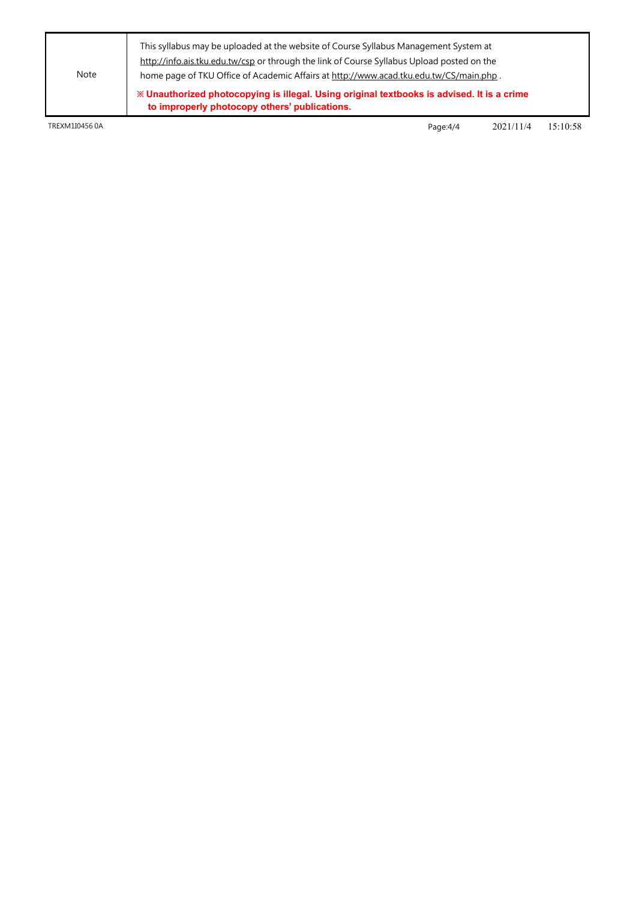| | |
|---|---|
| Note | This syllabus may be uploaded at the website of Course Syllabus Management System at http://info.ais.tku.edu.tw/csp or through the link of Course Syllabus Upload posted on the home page of TKU Office of Academic Affairs at http://www.acad.tku.edu.tw/CS/main.php .<br><br>**※ Unauthorized photocopying is illegal. Using original textbooks is advised. It is a crime to improperly photocopy others' publications.** |

TREXM1I0456 0A

2021/11/4 15:10:58